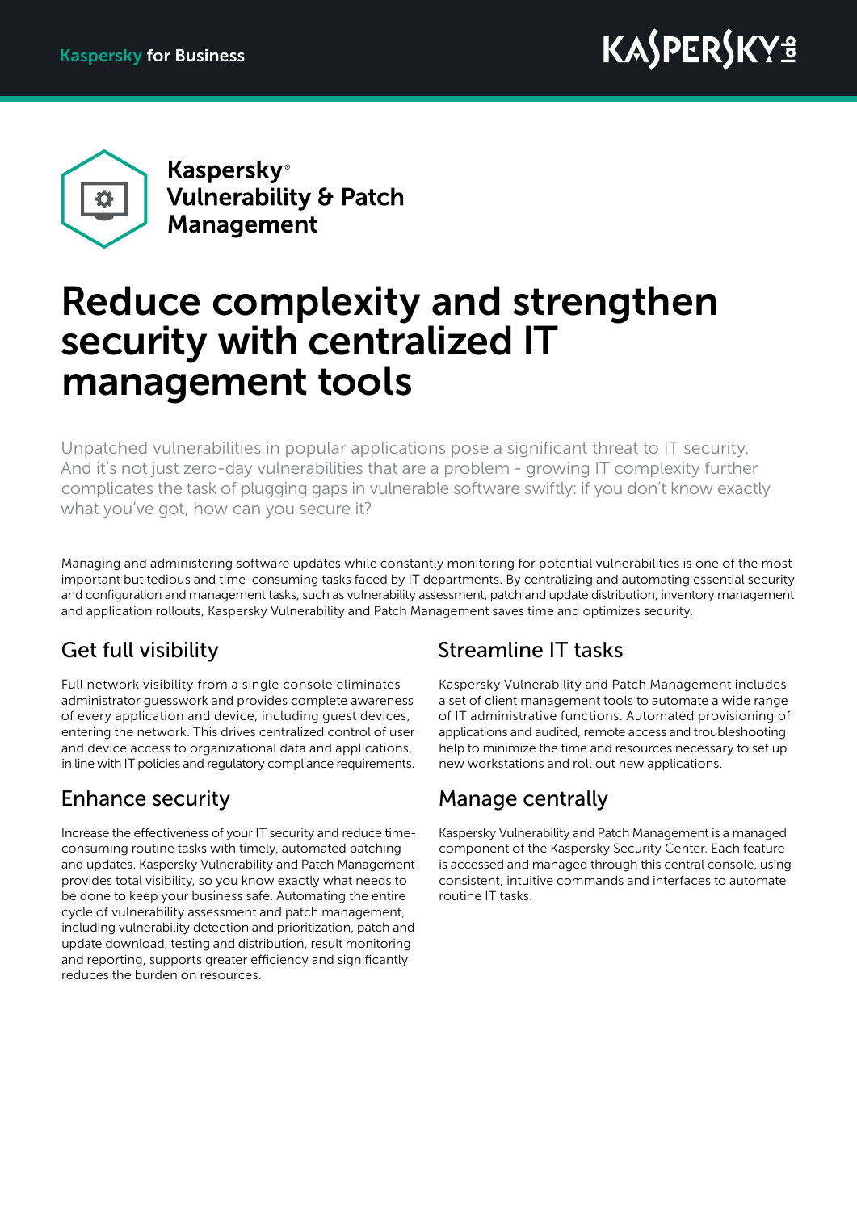Kaspersky for Business

# Kaspersky® Vulnerability & Patch Management

# Reduce complexity and strengthen security with centralized IT management tools

Unpatched vulnerabilities in popular applications pose a significant threat to IT security. And it's not just zero-day vulnerabilities that are a problem - growing IT complexity further complicates the task of plugging gaps in vulnerable software swiftly: if you don't know exactly what you've got, how can you secure it?

Managing and administering software updates while constantly monitoring for potential vulnerabilities is one of the most important but tedious and time-consuming tasks faced by IT departments. By centralizing and automating essential security and configuration and management tasks, such as vulnerability assessment, patch and update distribution, inventory management and application rollouts, Kaspersky Vulnerability and Patch Management saves time and optimizes security.

## Get full visibility

Full network visibility from a single console eliminates administrator guesswork and provides complete awareness of every application and device, including guest devices, entering the network. This drives centralized control of user and device access to organizational data and applications, in line with IT policies and regulatory compliance requirements.

## Enhance security

Increase the effectiveness of your IT security and reduce time-consuming routine tasks with timely, automated patching and updates. Kaspersky Vulnerability and Patch Management provides total visibility, so you know exactly what needs to be done to keep your business safe. Automating the entire cycle of vulnerability assessment and patch management, including vulnerability detection and prioritization, patch and update download, testing and distribution, result monitoring and reporting, supports greater efficiency and significantly reduces the burden on resources.

## Streamline IT tasks

Kaspersky Vulnerability and Patch Management includes a set of client management tools to automate a wide range of IT administrative functions. Automated provisioning of applications and audited, remote access and troubleshooting help to minimize the time and resources necessary to set up new workstations and roll out new applications.

## Manage centrally

Kaspersky Vulnerability and Patch Management is a managed component of the Kaspersky Security Center. Each feature is accessed and managed through this central console, using consistent, intuitive commands and interfaces to automate routine IT tasks.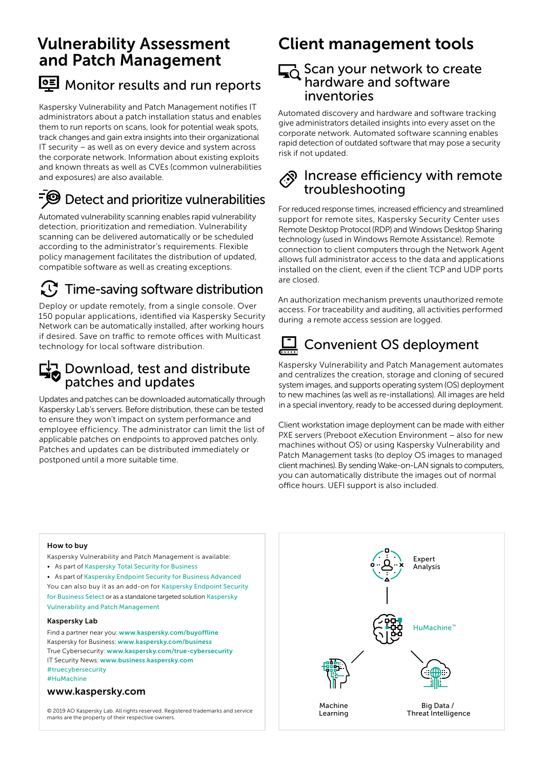# Vulnerability Assessment and Patch Management

## Monitor results and run reports

Kaspersky Vulnerability and Patch Management notifies IT administrators about a patch installation status and enables them to run reports on scans, look for potential weak spots, track changes and gain extra insights into their organizational IT security – as well as on every device and system across the corporate network. Information about existing exploits and known threats as well as CVEs (common vulnerabilities and exposures) are also available.

## Detect and prioritize vulnerabilities

Automated vulnerability scanning enables rapid vulnerability detection, prioritization and remediation. Vulnerability scanning can be delivered automatically or be scheduled according to the administrator's requirements. Flexible policy management facilitates the distribution of updated, compatible software as well as creating exceptions.

## Time-saving software distribution

Deploy or update remotely, from a single console. Over 150 popular applications, identified via Kaspersky Security Network can be automatically installed, after working hours if desired. Save on traffic to remote offices with Multicast technology for local software distribution.

## Download, test and distribute patches and updates

Updates and patches can be downloaded automatically through Kaspersky Lab's servers. Before distribution, these can be tested to ensure they won't impact on system performance and employee efficiency. The administrator can limit the list of applicable patches on endpoints to approved patches only. Patches and updates can be distributed immediately or postponed until a more suitable time.

# Client management tools

## Scan your network to create hardware and software inventories

Automated discovery and hardware and software tracking give administrators detailed insights into every asset on the corporate network. Automated software scanning enables rapid detection of outdated software that may pose a security risk if not updated.

## Increase efficiency with remote troubleshooting

For reduced response times, increased efficiency and streamlined support for remote sites, Kaspersky Security Center uses Remote Desktop Protocol (RDP) and Windows Desktop Sharing technology (used in Windows Remote Assistance). Remote connection to client computers through the Network Agent allows full administrator access to the data and applications installed on the client, even if the client TCP and UDP ports are closed.

An authorization mechanism prevents unauthorized remote access. For traceability and auditing, all activities performed during a remote access session are logged.

## Convenient OS deployment

Kaspersky Vulnerability and Patch Management automates and centralizes the creation, storage and cloning of secured system images, and supports operating system (OS) deployment to new machines (as well as re-installations). All images are held in a special inventory, ready to be accessed during deployment.

Client workstation image deployment can be made with either PXE servers (Preboot eXecution Environment – also for new machines without OS) or using Kaspersky Vulnerability and Patch Management tasks (to deploy OS images to managed client machines). By sending Wake-on-LAN signals to computers, you can automatically distribute the images out of normal office hours. UEFI support is also included.

**How to buy**

Kaspersky Vulnerability and Patch Management is available:

- As part of Kaspersky Total Security for Business
- As part of Kaspersky Endpoint Security for Business Advanced

You can also buy it as an add-on for Kaspersky Endpoint Security for Business Select or as a standalone targeted solution Kaspersky Vulnerability and Patch Management

**Kaspersky Lab**

Find a partner near you: **www.kaspersky.com/buyoffline**
Kaspersky for Business: **www.kaspersky.com/business**
True Cybersecurity: **www.kaspersky.com/true-cybersecurity**
IT Security News: **www.business.kaspersky.com**
#truecybersecurity
#HuMachine

**www.kaspersky.com**

© 2019 AO Kaspersky Lab. All rights reserved. Registered trademarks and service marks are the property of their respective owners.

Expert Analysis

HuMachine™

Machine Learning

Big Data / Threat Intelligence